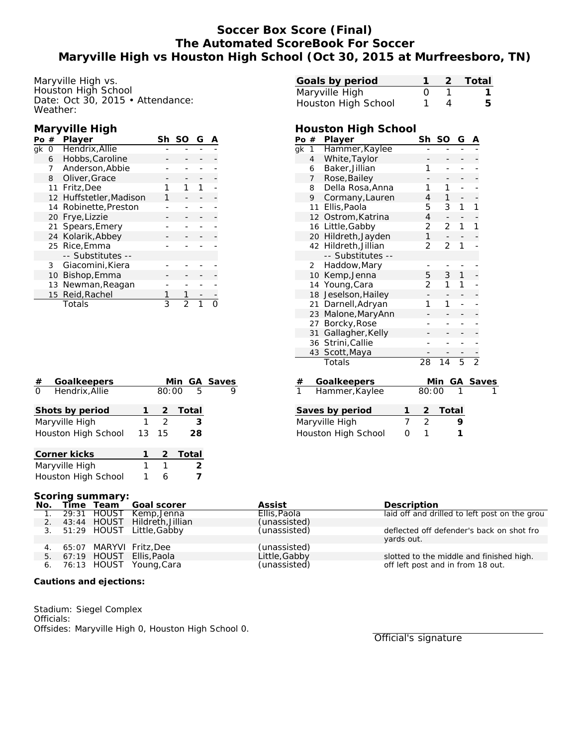# Soccer Box Score (Final)
# The Automated ScoreBook For Soccer
# Maryville High vs Houston High School (Oct 30, 2015 at Murfreesboro, TN)

Maryville High vs.
Houston High School
Date: Oct 30, 2015 • Attendance:
Weather:

| Goals by period | 1 | 2 | Total |
|---|---|---|---|
| Maryville High | 0 | 1 | 1 |
| Houston High School | 1 | 4 | 5 |

## Maryville High

| Po | # | Player | Sh | SO | G | A |
|---|---|---|---|---|---|---|
| gk | 0 | Hendrix,Allie | - | - | - | - |
| | 6 | Hobbs,Caroline | - | - | - | - |
| | 7 | Anderson,Abbie | - | - | - | - |
| | 8 | Oliver,Grace | - | - | - | - |
| | 11 | Fritz,Dee | 1 | 1 | 1 | - |
| | 12 | Huffstetler,Madison | 1 | - | - | - |
| | 14 | Robinette,Preston | - | - | - | - |
| | 20 | Frye,Lizzie | - | - | - | - |
| | 21 | Spears,Emery | - | - | - | - |
| | 24 | Kolarik,Abbey | - | - | - | - |
| | 25 | Rice,Emma | - | - | - | - |
| | | -- Substitutes -- | | | | |
| | 3 | Giacomini,Kiera | - | - | - | - |
| | 10 | Bishop,Emma | - | - | - | - |
| | 13 | Newman,Reagan | - | - | - | - |
| | 15 | Reid,Rachel | 1 | 1 | - | - |
| | | Totals | 3 | 2 | 1 | 0 |

## Houston High School

| Po | # | Player | Sh | SO | G | A |
|---|---|---|---|---|---|---|
| gk | 1 | Hammer,Kaylee | - | - | - | - |
| | 4 | White,Taylor | - | - | - | - |
| | 6 | Baker,Jillian | 1 | - | - | - |
| | 7 | Rose,Bailey | - | - | - | - |
| | 8 | Della Rosa,Anna | 1 | 1 | - | - |
| | 9 | Cormany,Lauren | 4 | 1 | - | - |
| | 11 | Ellis,Paola | 5 | 3 | 1 | 1 |
| | 12 | Ostrom,Katrina | 4 | - | - | - |
| | 16 | Little,Gabby | 2 | 2 | 1 | 1 |
| | 20 | Hildreth,Jayden | 1 | - | - | - |
| | 42 | Hildreth,Jillian | 2 | 2 | 1 | - |
| | | -- Substitutes -- | | | | |
| | 2 | Haddow,Mary | - | - | - | - |
| | 10 | Kemp,Jenna | 5 | 3 | 1 | - |
| | 14 | Young,Cara | 2 | 1 | 1 | - |
| | 18 | Jeselson,Hailey | - | - | - | - |
| | 21 | Darnell,Adryan | 1 | 1 | - | - |
| | 23 | Malone,MaryAnn | - | - | - | - |
| | 27 | Borcky,Rose | - | - | - | - |
| | 31 | Gallagher,Kelly | - | - | - | - |
| | 36 | Strini,Callie | - | - | - | - |
| | 43 | Scott,Maya | - | - | - | - |
| | | Totals | 28 | 14 | 5 | 2 |

| # | Goalkeepers | Min | GA | Saves |
|---|---|---|---|---|
| 0 | Hendrix,Allie | 80:00 | 5 | 9 |

| # | Goalkeepers | Min | GA | Saves |
|---|---|---|---|---|
| 1 | Hammer,Kaylee | 80:00 | 1 | 1 |

| Shots by period | 1 | 2 | Total |
|---|---|---|---|
| Maryville High | 1 | 2 | 3 |
| Houston High School | 13 | 15 | 28 |

| Saves by period | 1 | 2 | Total |
|---|---|---|---|
| Maryville High | 7 | 2 | 9 |
| Houston High School | 0 | 1 | 1 |

| Corner kicks | 1 | 2 | Total |
|---|---|---|---|
| Maryville High | 1 | 1 | 2 |
| Houston High School | 1 | 6 | 7 |

**Scoring summary:**

| No. | Time | Team | Goal scorer | Assist | Description |
|---|---|---|---|---|---|
| 1. | 29:31 | HOUST | Kemp,Jenna | Ellis,Paola | laid off and drilled to left post on the grou |
| 2. | 43:44 | HOUST | Hildreth,Jillian | (unassisted) | |
| 3. | 51:29 | HOUST | Little,Gabby | (unassisted) | deflected off defender's back on shot fro yards out. |
| 4. | 65:07 | MARYVI | Fritz,Dee | (unassisted) | |
| 5. | 67:19 | HOUST | Ellis,Paola | Little,Gabby | slotted to the middle and finished high. |
| 6. | 76:13 | HOUST | Young,Cara | (unassisted) | off left post and in from 18 out. |

**Cautions and ejections:**

Stadium: Siegel Complex
Officials:
Offsides: Maryville High 0, Houston High School 0.

Official's signature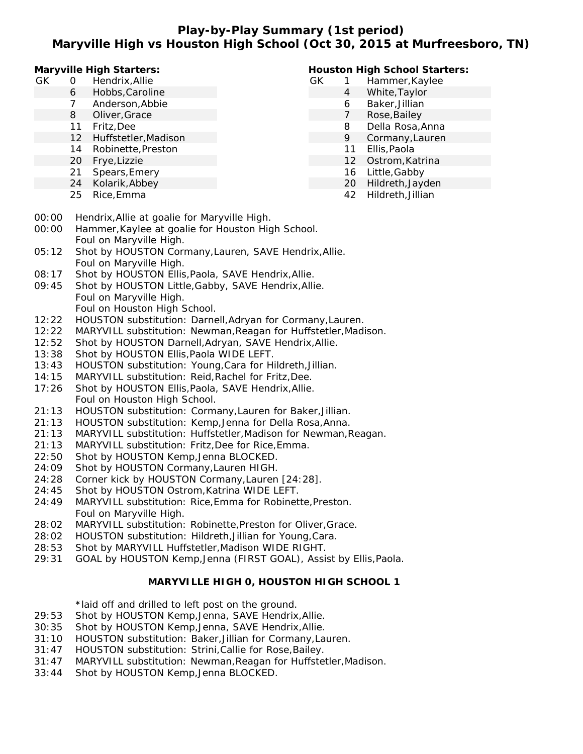# Play-by-Play Summary (1st period)
## Maryville High vs Houston High School (Oct 30, 2015 at Murfreesboro, TN)

**Maryville High Starters:**

| | # | Player |
|---|---|---|
| GK | 0 | Hendrix,Allie |
| | 6 | Hobbs,Caroline |
| | 7 | Anderson,Abbie |
| | 8 | Oliver,Grace |
| | 11 | Fritz,Dee |
| | 12 | Huffstetler,Madison |
| | 14 | Robinette,Preston |
| | 20 | Frye,Lizzie |
| | 21 | Spears,Emery |
| | 24 | Kolarik,Abbey |
| | 25 | Rice,Emma |

**Houston High School Starters:**

| | # | Player |
|---|---|---|
| GK | 1 | Hammer,Kaylee |
| | 4 | White,Taylor |
| | 6 | Baker,Jillian |
| | 7 | Rose,Bailey |
| | 8 | Della Rosa,Anna |
| | 9 | Cormany,Lauren |
| | 11 | Ellis,Paola |
| | 12 | Ostrom,Katrina |
| | 16 | Little,Gabby |
| | 20 | Hildreth,Jayden |
| | 42 | Hildreth,Jillian |

00:00 Hendrix,Allie at goalie for Maryville High.
00:00 Hammer,Kaylee at goalie for Houston High School.
Foul on Maryville High.
05:12 Shot by HOUSTON Cormany,Lauren, SAVE Hendrix,Allie.
Foul on Maryville High.
08:17 Shot by HOUSTON Ellis,Paola, SAVE Hendrix,Allie.
09:45 Shot by HOUSTON Little,Gabby, SAVE Hendrix,Allie.
Foul on Maryville High.
Foul on Houston High School.
12:22 HOUSTON substitution: Darnell,Adryan for Cormany,Lauren.
12:22 MARYVILL substitution: Newman,Reagan for Huffstetler,Madison.
12:52 Shot by HOUSTON Darnell,Adryan, SAVE Hendrix,Allie.
13:38 Shot by HOUSTON Ellis,Paola WIDE LEFT.
13:43 HOUSTON substitution: Young,Cara for Hildreth,Jillian.
14:15 MARYVILL substitution: Reid,Rachel for Fritz,Dee.
17:26 Shot by HOUSTON Ellis,Paola, SAVE Hendrix,Allie.
Foul on Houston High School.
21:13 HOUSTON substitution: Cormany,Lauren for Baker,Jillian.
21:13 HOUSTON substitution: Kemp,Jenna for Della Rosa,Anna.
21:13 MARYVILL substitution: Huffstetler,Madison for Newman,Reagan.
21:13 MARYVILL substitution: Fritz,Dee for Rice,Emma.
22:50 Shot by HOUSTON Kemp,Jenna BLOCKED.
24:09 Shot by HOUSTON Cormany,Lauren HIGH.
24:28 Corner kick by HOUSTON Cormany,Lauren [24:28].
24:45 Shot by HOUSTON Ostrom,Katrina WIDE LEFT.
24:49 MARYVILL substitution: Rice,Emma for Robinette,Preston.
Foul on Maryville High.
28:02 MARYVILL substitution: Robinette,Preston for Oliver,Grace.
28:02 HOUSTON substitution: Hildreth,Jillian for Young,Cara.
28:53 Shot by MARYVILL Huffstetler,Madison WIDE RIGHT.
29:31 GOAL by HOUSTON Kemp,Jenna (FIRST GOAL), Assist by Ellis,Paola.

**MARYVILLE HIGH 0, HOUSTON HIGH SCHOOL 1**

*laid off and drilled to left post on the ground.
29:53 Shot by HOUSTON Kemp,Jenna, SAVE Hendrix,Allie.
30:35 Shot by HOUSTON Kemp,Jenna, SAVE Hendrix,Allie.
31:10 HOUSTON substitution: Baker,Jillian for Cormany,Lauren.
31:47 HOUSTON substitution: Strini,Callie for Rose,Bailey.
31:47 MARYVILL substitution: Newman,Reagan for Huffstetler,Madison.
33:44 Shot by HOUSTON Kemp,Jenna BLOCKED.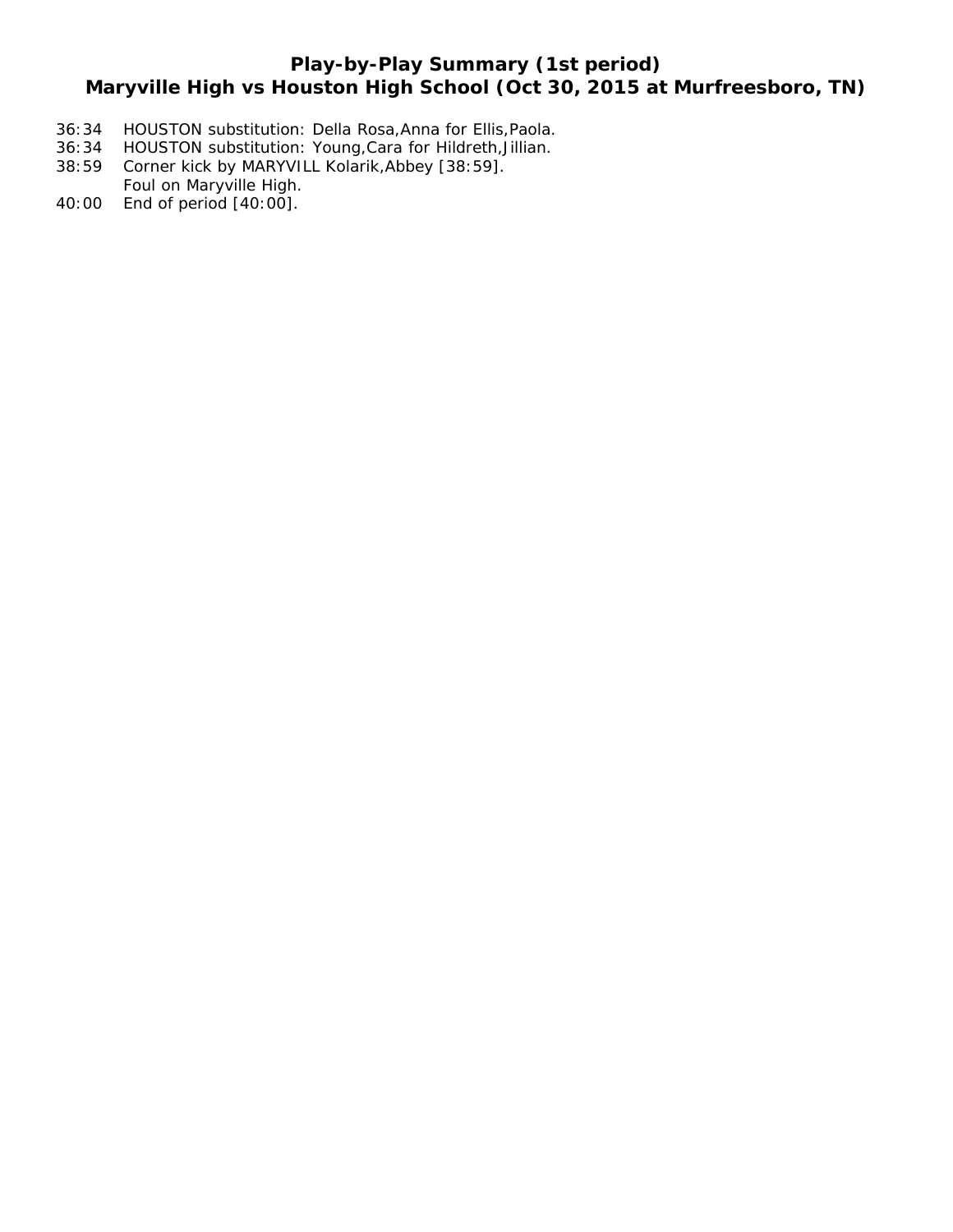## Play-by-Play Summary (1st period)
## Maryville High vs Houston High School (Oct 30, 2015 at Murfreesboro, TN)

36:34 HOUSTON substitution: Della Rosa,Anna for Ellis,Paola.
36:34 HOUSTON substitution: Young,Cara for Hildreth,Jillian.
38:59 Corner kick by MARYVILL Kolarik,Abbey [38:59].
Foul on Maryville High.
40:00 End of period [40:00].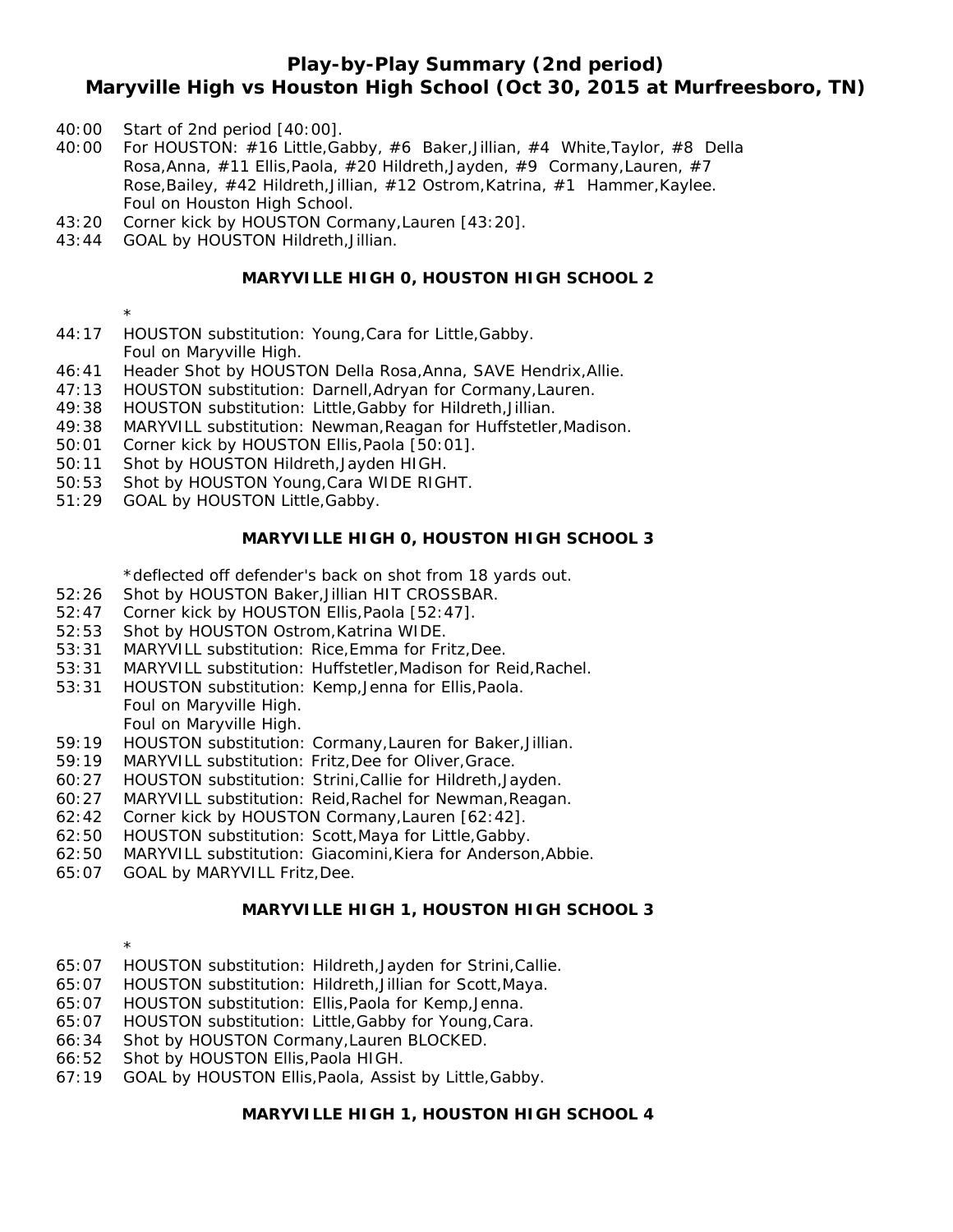## Play-by-Play Summary (2nd period)
## Maryville High vs Houston High School (Oct 30, 2015 at Murfreesboro, TN)

40:00 Start of 2nd period [40:00].
40:00 For HOUSTON: #16 Little,Gabby, #6 Baker,Jillian, #4 White,Taylor, #8 Della Rosa,Anna, #11 Ellis,Paola, #20 Hildreth,Jayden, #9 Cormany,Lauren, #7 Rose,Bailey, #42 Hildreth,Jillian, #12 Ostrom,Katrina, #1 Hammer,Kaylee.
Foul on Houston High School.
43:20 Corner kick by HOUSTON Cormany,Lauren [43:20].
43:44 GOAL by HOUSTON Hildreth,Jillian.

**MARYVILLE HIGH 0, HOUSTON HIGH SCHOOL 2**

*
44:17 HOUSTON substitution: Young,Cara for Little,Gabby.
Foul on Maryville High.
46:41 Header Shot by HOUSTON Della Rosa,Anna, SAVE Hendrix,Allie.
47:13 HOUSTON substitution: Darnell,Adryan for Cormany,Lauren.
49:38 HOUSTON substitution: Little,Gabby for Hildreth,Jillian.
49:38 MARYVILL substitution: Newman,Reagan for Huffstetler,Madison.
50:01 Corner kick by HOUSTON Ellis,Paola [50:01].
50:11 Shot by HOUSTON Hildreth,Jayden HIGH.
50:53 Shot by HOUSTON Young,Cara WIDE RIGHT.
51:29 GOAL by HOUSTON Little,Gabby.

**MARYVILLE HIGH 0, HOUSTON HIGH SCHOOL 3**

*deflected off defender's back on shot from 18 yards out.
52:26 Shot by HOUSTON Baker,Jillian HIT CROSSBAR.
52:47 Corner kick by HOUSTON Ellis,Paola [52:47].
52:53 Shot by HOUSTON Ostrom,Katrina WIDE.
53:31 MARYVILL substitution: Rice,Emma for Fritz,Dee.
53:31 MARYVILL substitution: Huffstetler,Madison for Reid,Rachel.
53:31 HOUSTON substitution: Kemp,Jenna for Ellis,Paola.
Foul on Maryville High.
Foul on Maryville High.
59:19 HOUSTON substitution: Cormany,Lauren for Baker,Jillian.
59:19 MARYVILL substitution: Fritz,Dee for Oliver,Grace.
60:27 HOUSTON substitution: Strini,Callie for Hildreth,Jayden.
60:27 MARYVILL substitution: Reid,Rachel for Newman,Reagan.
62:42 Corner kick by HOUSTON Cormany,Lauren [62:42].
62:50 HOUSTON substitution: Scott,Maya for Little,Gabby.
62:50 MARYVILL substitution: Giacomini,Kiera for Anderson,Abbie.
65:07 GOAL by MARYVILL Fritz,Dee.

**MARYVILLE HIGH 1, HOUSTON HIGH SCHOOL 3**

*
65:07 HOUSTON substitution: Hildreth,Jayden for Strini,Callie.
65:07 HOUSTON substitution: Hildreth,Jillian for Scott,Maya.
65:07 HOUSTON substitution: Ellis,Paola for Kemp,Jenna.
65:07 HOUSTON substitution: Little,Gabby for Young,Cara.
66:34 Shot by HOUSTON Cormany,Lauren BLOCKED.
66:52 Shot by HOUSTON Ellis,Paola HIGH.
67:19 GOAL by HOUSTON Ellis,Paola, Assist by Little,Gabby.

**MARYVILLE HIGH 1, HOUSTON HIGH SCHOOL 4**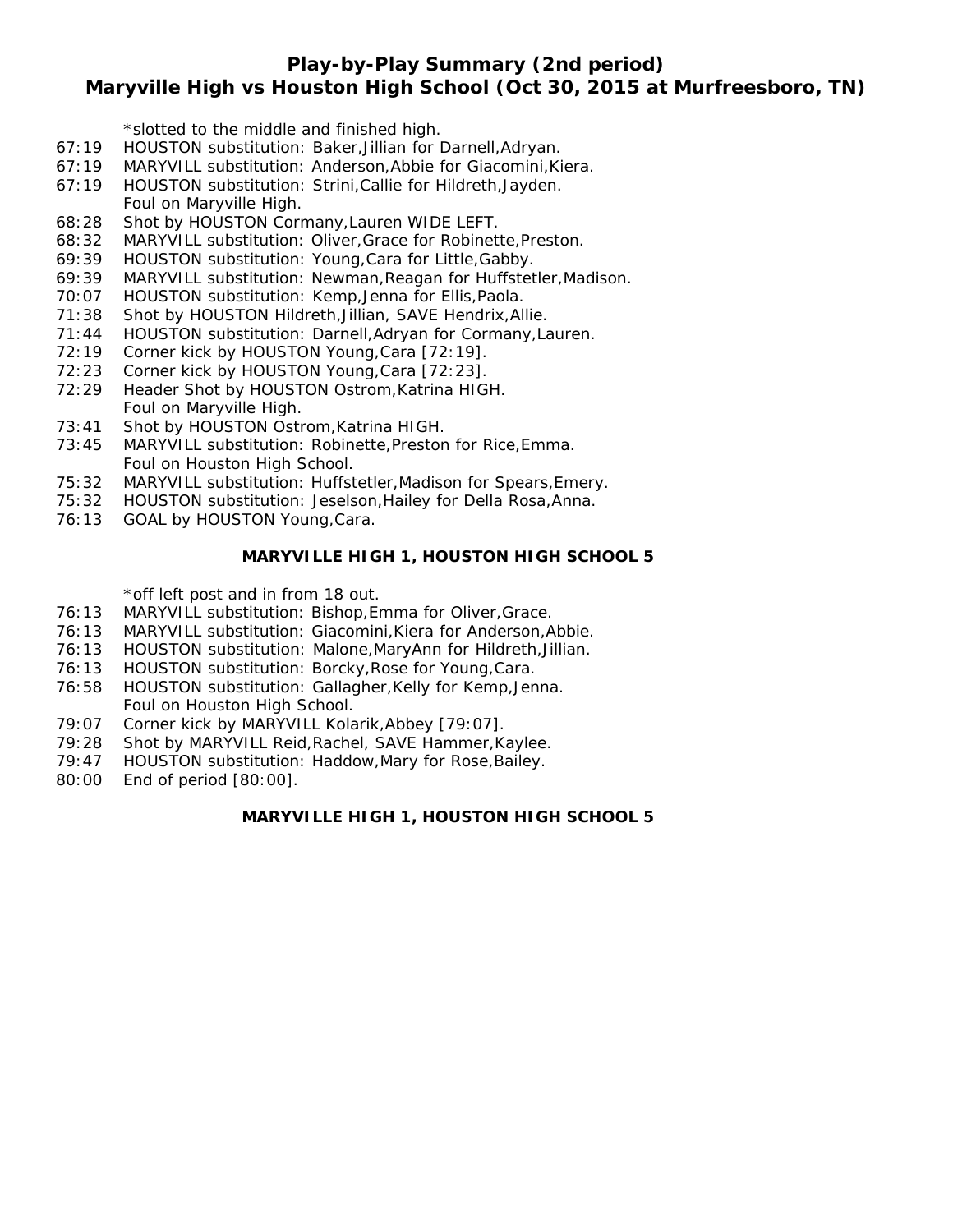## Play-by-Play Summary (2nd period)
## Maryville High vs Houston High School (Oct 30, 2015 at Murfreesboro, TN)

*slotted to the middle and finished high.

67:19 HOUSTON substitution: Baker,Jillian for Darnell,Adryan.
67:19 MARYVILL substitution: Anderson,Abbie for Giacomini,Kiera.
67:19 HOUSTON substitution: Strini,Callie for Hildreth,Jayden.
Foul on Maryville High.
68:28 Shot by HOUSTON Cormany,Lauren WIDE LEFT.
68:32 MARYVILL substitution: Oliver,Grace for Robinette,Preston.
69:39 HOUSTON substitution: Young,Cara for Little,Gabby.
69:39 MARYVILL substitution: Newman,Reagan for Huffstetler,Madison.
70:07 HOUSTON substitution: Kemp,Jenna for Ellis,Paola.
71:38 Shot by HOUSTON Hildreth,Jillian, SAVE Hendrix,Allie.
71:44 HOUSTON substitution: Darnell,Adryan for Cormany,Lauren.
72:19 Corner kick by HOUSTON Young,Cara [72:19].
72:23 Corner kick by HOUSTON Young,Cara [72:23].
72:29 Header Shot by HOUSTON Ostrom,Katrina HIGH.
Foul on Maryville High.
73:41 Shot by HOUSTON Ostrom,Katrina HIGH.
73:45 MARYVILL substitution: Robinette,Preston for Rice,Emma.
Foul on Houston High School.
75:32 MARYVILL substitution: Huffstetler,Madison for Spears,Emery.
75:32 HOUSTON substitution: Jeselson,Hailey for Della Rosa,Anna.
76:13 GOAL by HOUSTON Young,Cara.

**MARYVILLE HIGH 1, HOUSTON HIGH SCHOOL 5**

*off left post and in from 18 out.

76:13 MARYVILL substitution: Bishop,Emma for Oliver,Grace.
76:13 MARYVILL substitution: Giacomini,Kiera for Anderson,Abbie.
76:13 HOUSTON substitution: Malone,MaryAnn for Hildreth,Jillian.
76:13 HOUSTON substitution: Borcky,Rose for Young,Cara.
76:58 HOUSTON substitution: Gallagher,Kelly for Kemp,Jenna.
Foul on Houston High School.
79:07 Corner kick by MARYVILL Kolarik,Abbey [79:07].
79:28 Shot by MARYVILL Reid,Rachel, SAVE Hammer,Kaylee.
79:47 HOUSTON substitution: Haddow,Mary for Rose,Bailey.
80:00 End of period [80:00].

**MARYVILLE HIGH 1, HOUSTON HIGH SCHOOL 5**